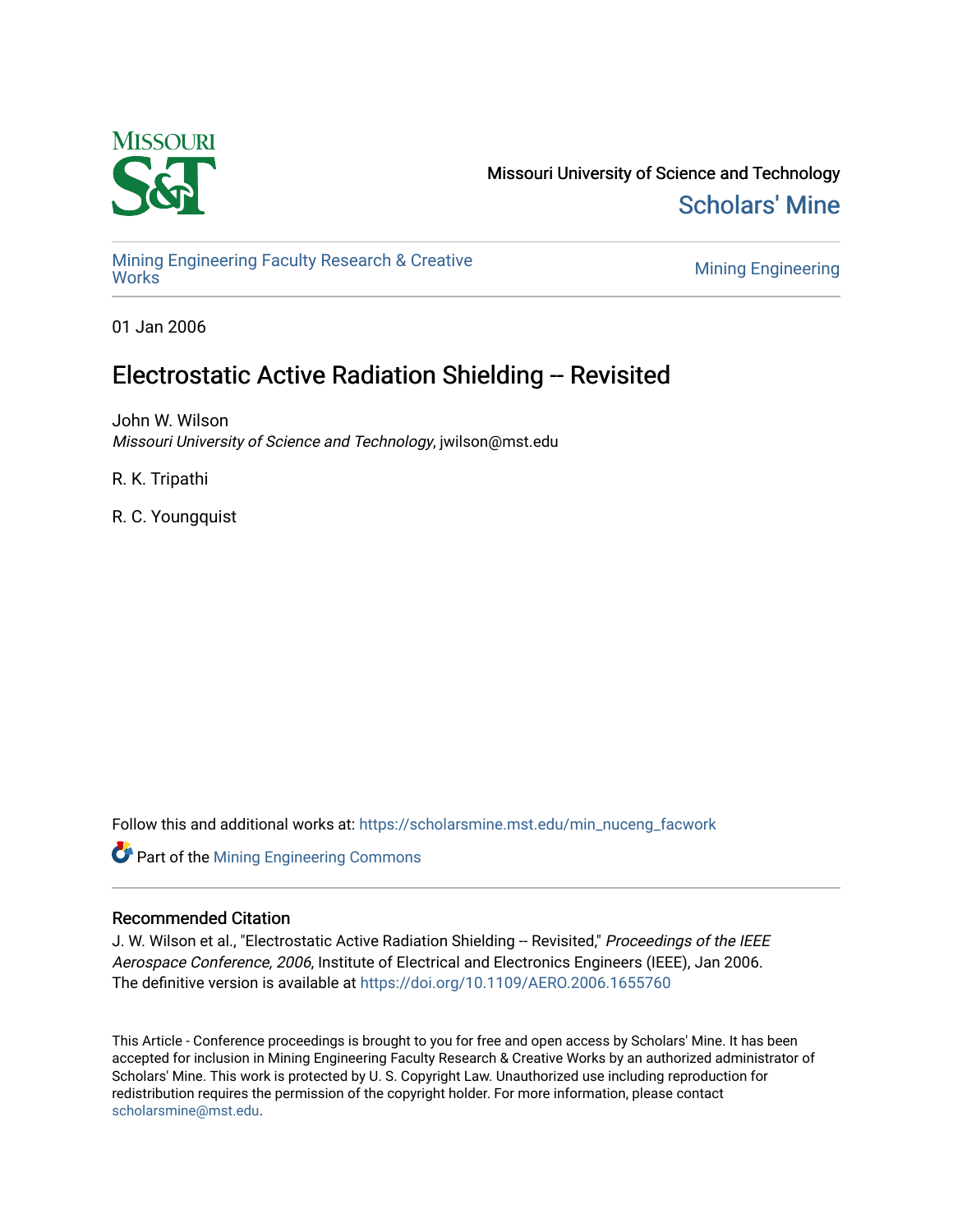Missouri University of Science and Technology

Scholars' Mine

Mining Engineering Faculty Research & Creative Works

Mining Engineering

01 Jan 2006

# Electrostatic Active Radiation Shielding -- Revisited

John W. Wilson
*Missouri University of Science and Technology*, jwilson@mst.edu

R. K. Tripathi

R. C. Youngquist

Follow this and additional works at: https://scholarsmine.mst.edu/min_nuceng_facwork

Part of the Mining Engineering Commons

## Recommended Citation

J. W. Wilson et al., "Electrostatic Active Radiation Shielding -- Revisited," *Proceedings of the IEEE Aerospace Conference, 2006*, Institute of Electrical and Electronics Engineers (IEEE), Jan 2006.
The definitive version is available at https://doi.org/10.1109/AERO.2006.1655760

This Article - Conference proceedings is brought to you for free and open access by Scholars' Mine. It has been accepted for inclusion in Mining Engineering Faculty Research & Creative Works by an authorized administrator of Scholars' Mine. This work is protected by U. S. Copyright Law. Unauthorized use including reproduction for redistribution requires the permission of the copyright holder. For more information, please contact scholarsmine@mst.edu.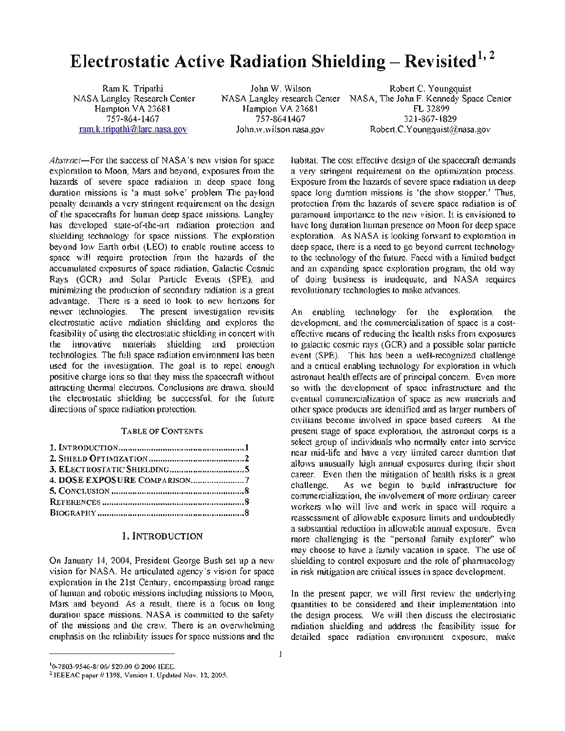# Electrostatic Active Radiation Shielding – Revisited[1, 2]

Ram K. Tripathi
NASA Langley Research Center
Hampton VA 23681
757-864-1467
ram.k.tripathi@larc.nasa.gov

John W. Wilson
NASA Langley research Center
Hampton VA 23681
757-8641467
John.w.wilson.nasa.gov

Robert C. Youngquist
NASA, The John F. Kennedy Space Center
FL 32899
321-867-1829
Robert.C.Youngquist@nasa.gov

*Abstract*—For the success of NASA's new vision for space exploration to Moon, Mars and beyond, exposures from the hazards of severe space radiation in deep space long duration missions is 'a must solve' problem The payload penalty demands a very stringent requirement on the design of the spacecrafts for human deep space missions. Langley has developed state-of-the-art radiation protection and shielding technology for space missions. The exploration beyond low Earth orbit (LEO) to enable routine access to space will require protection from the hazards of the accumulated exposures of space radiation, Galactic Cosmic Rays (GCR) and Solar Particle Events (SPE), and minimizing the production of secondary radiation is a great advantage. There is a need to look to new horizons for newer technologies. The present investigation revisits electrostatic active radiation shielding and explores the feasibility of using the electrostatic shielding in concert with the innovative materials shielding and protection technologies. The full space radiation environment has been used for the investigation. The goal is to repel enough positive charge ions so that they miss the spacecraft without attracting thermal electrons. Conclusions are drawn, should the electrostatic shielding be successful, for the future directions of space radiation protection.

TABLE OF CONTENTS

1. INTRODUCTION....................................................1
2. SHIELD OPTIMIZATION.........................................2
3. ELECTROSTATIC SHIELDING................................5
4. DOSE EXPOSURE COMPARISON.......................7
5. CONCLUSION........................................................8
REFERENCES...........................................................8
BIOGRAPHY.............................................................8

## 1. INTRODUCTION

On January 14, 2004, President George Bush set up a new vision for NASA. He articulated agency's vision for space exploration in the 21st Century, encompassing broad range of human and robotic missions including missions to Moon, Mars and beyond. As a result, there is a focus on long duration space missions. NASA is committed to the safety of the missions and the crew. There is an overwhelming emphasis on the reliability issues for space missions and the habitat. The cost effective design of the spacecraft demands a very stringent requirement on the optimization process. Exposure from the hazards of severe space radiation in deep space long duration missions is 'the show stopper.' Thus, protection from the hazards of severe space radiation is of paramount importance to the new vision. It is envisioned to have long duration human presence on Moon for deep space exploration. As NASA is looking forward to exploration in deep space, there is a need to go beyond current technology to the technology of the future. Faced with a limited budget and an expanding space exploration program, the old way of doing business is inadequate, and NASA requires revolutionary technologies to make advances.

An enabling technology for the exploration, the development, and the commercialization of space is a cost-effective means of reducing the health risks from exposures to galactic cosmic rays (GCR) and a possible solar particle event (SPE). This has been a well-recognized challenge and a critical enabling technology for exploration in which astronaut health effects are of principal concern. Even more so with the development of space infrastructure and the eventual commercialization of space as new materials and other space products are identified and as larger numbers of civilians become involved in space based careers. At the present stage of space exploration, the astronaut corps is a select group of individuals who normally enter into service near mid-life and have a very limited career duration that allows unusually high annual exposures during their short career. Even then the mitigation of health risks is a great challenge. As we begin to build infrastructure for commercialization, the involvement of more ordinary career workers who will live and work in space will require a reassessment of allowable exposure limits and undoubtedly a substantial reduction in allowable annual exposure. Even more challenging is the "personal family explorer" who may choose to have a family vacation in space. The use of shielding to control exposure and the role of pharmacology in risk mitigation are critical issues in space development.

In the present paper, we will first review the underlying quantities to be considered and their implementation into the design process. We will then discuss the electrostatic radiation shielding and address the feasibility issue for detailed space radiation environment exposure, make

---

[1] 0-7803-9546-8/ 06/ $20.00 © 2006 IEEE.
[2] IEEEAC paper # 1398, Version 1, Updated Nov. 12, 2005.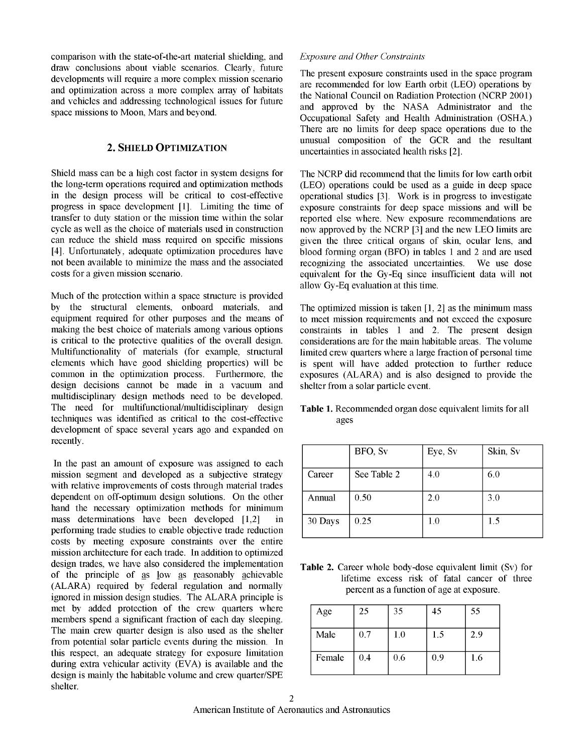comparison with the state-of-the-art material shielding, and draw conclusions about viable scenarios. Clearly, future developments will require a more complex mission scenario and optimization across a more complex array of habitats and vehicles and addressing technological issues for future space missions to Moon, Mars and beyond.

## 2. Shield Optimization

Shield mass can be a high cost factor in system designs for the long-term operations required and optimization methods in the design process will be critical to cost-effective progress in space development [1]. Limiting the time of transfer to duty station or the mission time within the solar cycle as well as the choice of materials used in construction can reduce the shield mass required on specific missions [4]. Unfortunately, adequate optimization procedures have not been available to minimize the mass and the associated costs for a given mission scenario.

Much of the protection within a space structure is provided by the structural elements, onboard materials, and equipment required for other purposes and the means of making the best choice of materials among various options is critical to the protective qualities of the overall design. Multifunctionality of materials (for example, structural elements which have good shielding properties) will be common in the optimization process. Furthermore, the design decisions cannot be made in a vacuum and multidisciplinary design methods need to be developed. The need for multifunctional/multidisciplinary design techniques was identified as critical to the cost-effective development of space several years ago and expanded on recently.

In the past an amount of exposure was assigned to each mission segment and developed as a subjective strategy with relative improvements of costs through material trades dependent on off-optimum design solutions. On the other hand the necessary optimization methods for minimum mass determinations have been developed [1,2] in performing trade studies to enable objective trade reduction costs by meeting exposure constraints over the entire mission architecture for each trade. In addition to optimized design trades, we have also considered the implementation of the principle of as low as reasonably achievable (ALARA) required by federal regulation and normally ignored in mission design studies. The ALARA principle is met by added protection of the crew quarters where members spend a significant fraction of each day sleeping. The main crew quarter design is also used as the shelter from potential solar particle events during the mission. In this respect, an adequate strategy for exposure limitation during extra vehicular activity (EVA) is available and the design is mainly the habitable volume and crew quarter/SPE shelter.

### *Exposure and Other Constraints*

The present exposure constraints used in the space program are recommended for low Earth orbit (LEO) operations by the National Council on Radiation Protection (NCRP 2001) and approved by the NASA Administrator and the Occupational Safety and Health Administration (OSHA.) There are no limits for deep space operations due to the unusual composition of the GCR and the resultant uncertainties in associated health risks [2].

The NCRP did recommend that the limits for low earth orbit (LEO) operations could be used as a guide in deep space operational studies [3]. Work is in progress to investigate exposure constraints for deep space missions and will be reported else where. New exposure recommendations are now approved by the NCRP [3] and the new LEO limits are given the three critical organs of skin, ocular lens, and blood forming organ (BFO) in tables 1 and 2 and are used recognizing the associated uncertainties. We use dose equivalent for the Gy-Eq since insufficient data will not allow Gy-Eq evaluation at this time.

The optimized mission is taken [1, 2] as the minimum mass to meet mission requirements and not exceed the exposure constraints in tables 1 and 2. The present design considerations are for the main habitable areas. The volume limited crew quarters where a large fraction of personal time is spent will have added protection to further reduce exposures (ALARA) and is also designed to provide the shelter from a solar particle event.

**Table 1.** Recommended organ dose equivalent limits for all ages

| | BFO, Sv | Eye, Sv | Skin, Sv |
|---|---|---|---|
| Career | See Table 2 | 4.0 | 6.0 |
| Annual | 0.50 | 2.0 | 3.0 |
| 30 Days | 0.25 | 1.0 | 1.5 |

**Table 2.** Career whole body-dose equivalent limit (Sv) for lifetime excess risk of fatal cancer of three percent as a function of age at exposure.

| Age | 25 | 35 | 45 | 55 |
|---|---|---|---|---|
| Male | 0.7 | 1.0 | 1.5 | 2.9 |
| Female | 0.4 | 0.6 | 0.9 | 1.6 |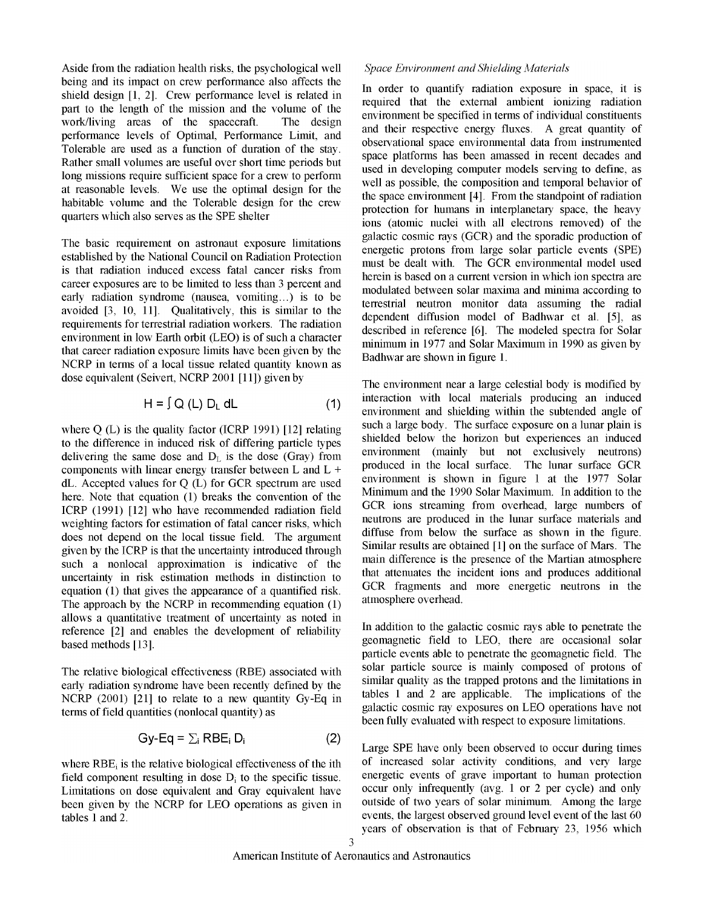Aside from the radiation health risks, the psychological well being and its impact on crew performance also affects the shield design [1, 2]. Crew performance level is related in part to the length of the mission and the volume of the work/living areas of the spacecraft. The design performance levels of Optimal, Performance Limit, and Tolerable are used as a function of duration of the stay. Rather small volumes are useful over short time periods but long missions require sufficient space for a crew to perform at reasonable levels. We use the optimal design for the habitable volume and the Tolerable design for the crew quarters which also serves as the SPE shelter

The basic requirement on astronaut exposure limitations established by the National Council on Radiation Protection is that radiation induced excess fatal cancer risks from career exposures are to be limited to less than 3 percent and early radiation syndrome (nausea, vomiting…) is to be avoided [3, 10, 11]. Qualitatively, this is similar to the requirements for terrestrial radiation workers. The radiation environment in low Earth orbit (LEO) is of such a character that career radiation exposure limits have been given by the NCRP in terms of a local tissue related quantity known as dose equivalent (Seivert, NCRP 2001 [11]) given by

$$H = \int Q(L)\, D_L\, dL \qquad (1)$$

where Q (L) is the quality factor (ICRP 1991) [12] relating to the difference in induced risk of differing particle types delivering the same dose and $D_L$ is the dose (Gray) from components with linear energy transfer between L and L + dL. Accepted values for Q (L) for GCR spectrum are used here. Note that equation (1) breaks the convention of the ICRP (1991) [12] who have recommended radiation field weighting factors for estimation of fatal cancer risks, which does not depend on the local tissue field. The argument given by the ICRP is that the uncertainty introduced through such a nonlocal approximation is indicative of the uncertainty in risk estimation methods in distinction to equation (1) that gives the appearance of a quantified risk. The approach by the NCRP in recommending equation (1) allows a quantitative treatment of uncertainty as noted in reference [2] and enables the development of reliability based methods [13].

The relative biological effectiveness (RBE) associated with early radiation syndrome have been recently defined by the NCRP (2001) [21] to relate to a new quantity Gy-Eq in terms of field quantities (nonlocal quantity) as

$$\text{Gy-Eq} = \sum_i RBE_i\, D_i \qquad (2)$$

where $RBE_i$ is the relative biological effectiveness of the ith field component resulting in dose $D_i$ to the specific tissue. Limitations on dose equivalent and Gray equivalent have been given by the NCRP for LEO operations as given in tables 1 and 2.

*Space Environment and Shielding Materials*

In order to quantify radiation exposure in space, it is required that the external ambient ionizing radiation environment be specified in terms of individual constituents and their respective energy fluxes. A great quantity of observational space environmental data from instrumented space platforms has been amassed in recent decades and used in developing computer models serving to define, as well as possible, the composition and temporal behavior of the space environment [4]. From the standpoint of radiation protection for humans in interplanetary space, the heavy ions (atomic nuclei with all electrons removed) of the galactic cosmic rays (GCR) and the sporadic production of energetic protons from large solar particle events (SPE) must be dealt with. The GCR environmental model used herein is based on a current version in which ion spectra are modulated between solar maxima and minima according to terrestrial neutron monitor data assuming the radial dependent diffusion model of Badhwar et al. [5], as described in reference [6]. The modeled spectra for Solar minimum in 1977 and Solar Maximum in 1990 as given by Badhwar are shown in figure 1.

The environment near a large celestial body is modified by interaction with local materials producing an induced environment and shielding within the subtended angle of such a large body. The surface exposure on a lunar plain is shielded below the horizon but experiences an induced environment (mainly but not exclusively neutrons) produced in the local surface. The lunar surface GCR environment is shown in figure 1 at the 1977 Solar Minimum and the 1990 Solar Maximum. In addition to the GCR ions streaming from overhead, large numbers of neutrons are produced in the lunar surface materials and diffuse from below the surface as shown in the figure. Similar results are obtained [1] on the surface of Mars. The main difference is the presence of the Martian atmosphere that attenuates the incident ions and produces additional GCR fragments and more energetic neutrons in the atmosphere overhead.

In addition to the galactic cosmic rays able to penetrate the geomagnetic field to LEO, there are occasional solar particle events able to penetrate the geomagnetic field. The solar particle source is mainly composed of protons of similar quality as the trapped protons and the limitations in tables 1 and 2 are applicable. The implications of the galactic cosmic ray exposures on LEO operations have not been fully evaluated with respect to exposure limitations.

Large SPE have only been observed to occur during times of increased solar activity conditions, and very large energetic events of grave important to human protection occur only infrequently (avg. 1 or 2 per cycle) and only outside of two years of solar minimum. Among the large events, the largest observed ground level event of the last 60 years of observation is that of February 23, 1956 which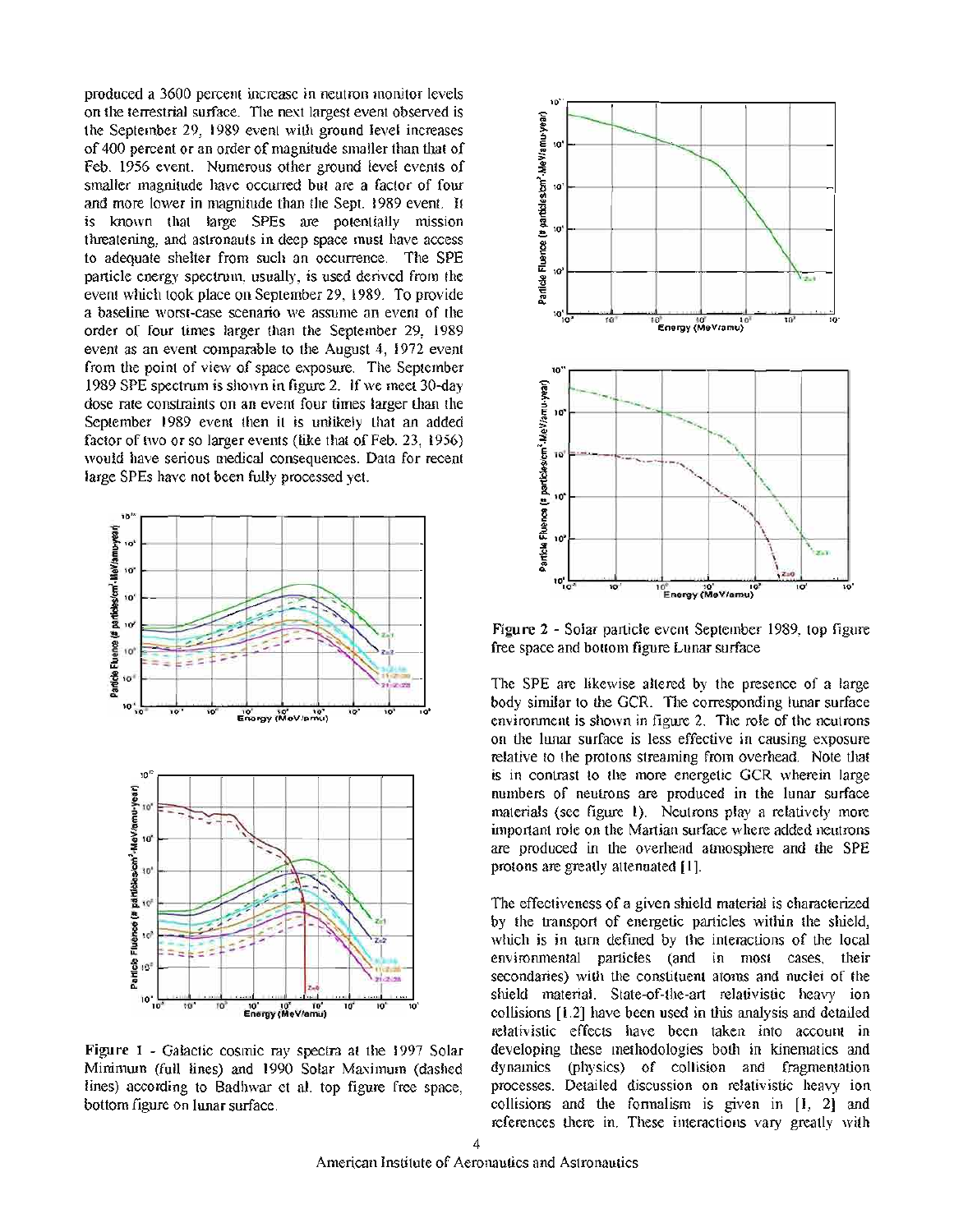produced a 3600 percent increase in neutron monitor levels on the terrestrial surface. The next largest event observed is the September 29, 1989 event with ground level increases of 400 percent or an order of magnitude smaller than that of Feb. 1956 event. Numerous other ground level events of smaller magnitude have occurred but are a factor of four and more lower in magnitude than the Sept. 1989 event. It is known that large SPEs are potentially mission threatening, and astronauts in deep space must have access to adequate shelter from such an occurrence. The SPE particle energy spectrum, usually, is used derived from the event which took place on September 29, 1989. To provide a baseline worst-case scenario we assume an event of the order of four times larger than the September 29, 1989 event as an event comparable to the August 4, 1972 event from the point of view of space exposure. The September 1989 SPE spectrum is shown in figure 2. If we meet 30-day dose rate constraints on an event four times larger than the September 1989 event then it is unlikely that an added factor of two or so larger events (like that of Feb. 23, 1956) would have serious medical consequences. Data for recent large SPEs have not been fully processed yet.

Figure 1 - Galactic cosmic ray spectra at the 1997 Solar Minimum (full lines) and 1990 Solar Maximum (dashed lines) according to Badhwar et al. top figure free space, bottom figure on lunar surface.

Figure 2 - Solar particle event September 1989, top figure free space and bottom figure Lunar surface

The SPE are likewise altered by the presence of a large body similar to the GCR. The corresponding lunar surface environment is shown in figure 2. The role of the neutrons on the lunar surface is less effective in causing exposure relative to the protons streaming from overhead. Note that is in contrast to the more energetic GCR wherein large numbers of neutrons are produced in the lunar surface materials (see figure 1). Neutrons play a relatively more important role on the Martian surface where added neutrons are produced in the overhead atmosphere and the SPE protons are greatly attenuated [1].

The effectiveness of a given shield material is characterized by the transport of energetic particles within the shield, which is in turn defined by the interactions of the local environmental particles (and in most cases, their secondaries) with the constituent atoms and nuclei of the shield material. State-of-the-art relativistic heavy ion collisions [1,2] have been used in this analysis and detailed relativistic effects have been taken into account in developing these methodologies both in kinematics and dynamics (physics) of collision and fragmentation processes. Detailed discussion on relativistic heavy ion collisions and the formalism is given in [1, 2] and references there in. These interactions vary greatly with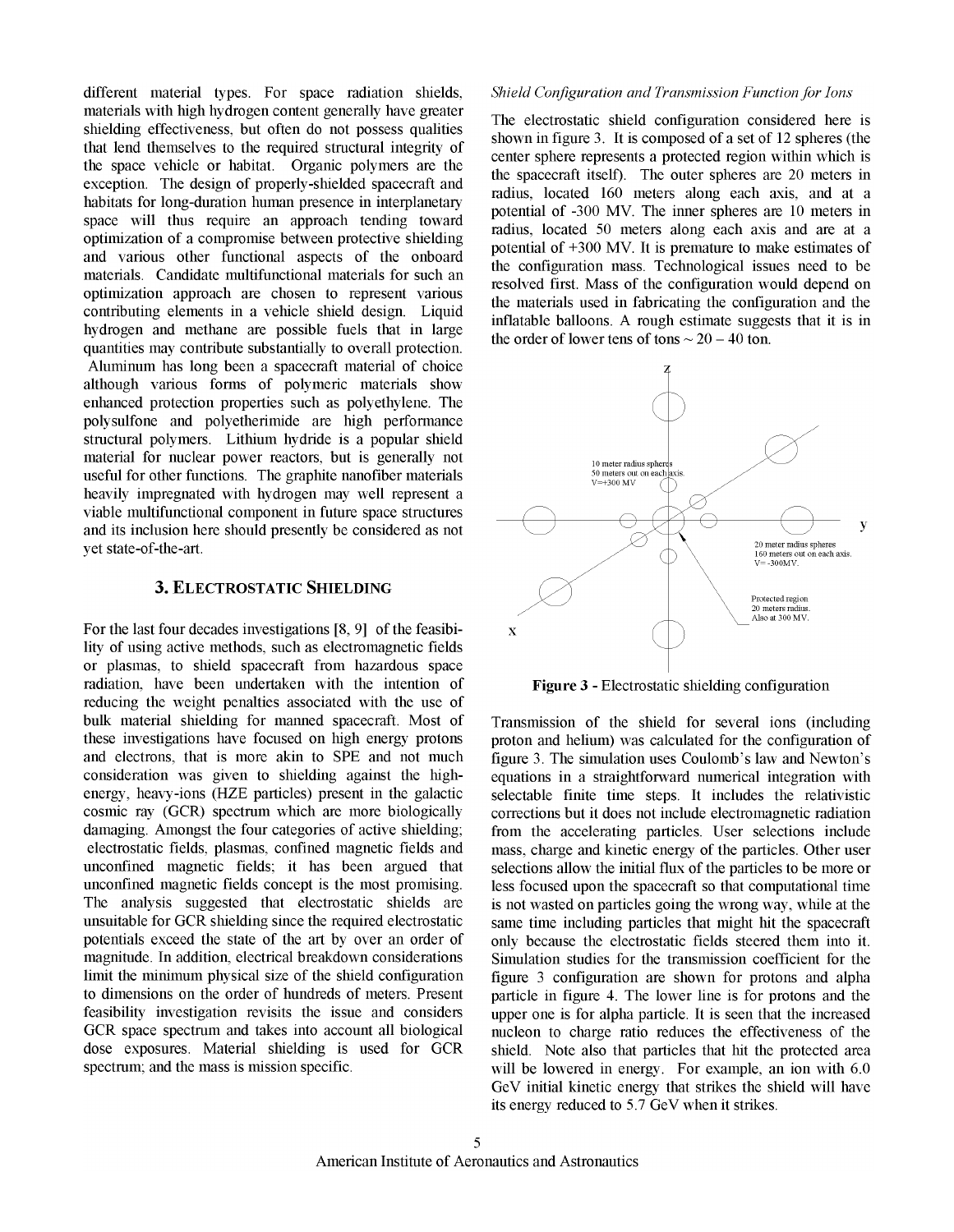different material types. For space radiation shields, materials with high hydrogen content generally have greater shielding effectiveness, but often do not possess qualities that lend themselves to the required structural integrity of the space vehicle or habitat. Organic polymers are the exception. The design of properly-shielded spacecraft and habitats for long-duration human presence in interplanetary space will thus require an approach tending toward optimization of a compromise between protective shielding and various other functional aspects of the onboard materials. Candidate multifunctional materials for such an optimization approach are chosen to represent various contributing elements in a vehicle shield design. Liquid hydrogen and methane are possible fuels that in large quantities may contribute substantially to overall protection. Aluminum has long been a spacecraft material of choice although various forms of polymeric materials show enhanced protection properties such as polyethylene. The polysulfone and polyetherimide are high performance structural polymers. Lithium hydride is a popular shield material for nuclear power reactors, but is generally not useful for other functions. The graphite nanofiber materials heavily impregnated with hydrogen may well represent a viable multifunctional component in future space structures and its inclusion here should presently be considered as not yet state-of-the-art.

## 3. Electrostatic Shielding

For the last four decades investigations [8, 9] of the feasibility of using active methods, such as electromagnetic fields or plasmas, to shield spacecraft from hazardous space radiation, have been undertaken with the intention of reducing the weight penalties associated with the use of bulk material shielding for manned spacecraft. Most of these investigations have focused on high energy protons and electrons, that is more akin to SPE and not much consideration was given to shielding against the high-energy, heavy-ions (HZE particles) present in the galactic cosmic ray (GCR) spectrum which are more biologically damaging. Amongst the four categories of active shielding; electrostatic fields, plasmas, confined magnetic fields and unconfined magnetic fields; it has been argued that unconfined magnetic fields concept is the most promising. The analysis suggested that electrostatic shields are unsuitable for GCR shielding since the required electrostatic potentials exceed the state of the art by over an order of magnitude. In addition, electrical breakdown considerations limit the minimum physical size of the shield configuration to dimensions on the order of hundreds of meters. Present feasibility investigation revisits the issue and considers GCR space spectrum and takes into account all biological dose exposures. Material shielding is used for GCR spectrum; and the mass is mission specific.

*Shield Configuration and Transmission Function for Ions*

The electrostatic shield configuration considered here is shown in figure 3. It is composed of a set of 12 spheres (the center sphere represents a protected region within which is the spacecraft itself). The outer spheres are 20 meters in radius, located 160 meters along each axis, and at a potential of -300 MV. The inner spheres are 10 meters in radius, located 50 meters along each axis and are at a potential of +300 MV. It is premature to make estimates of the configuration mass. Technological issues need to be resolved first. Mass of the configuration would depend on the materials used in fabricating the configuration and the inflatable balloons. A rough estimate suggests that it is in the order of lower tens of tons ~ 20 – 40 ton.

**Figure 3** - Electrostatic shielding configuration

Transmission of the shield for several ions (including proton and helium) was calculated for the configuration of figure 3. The simulation uses Coulomb's law and Newton's equations in a straightforward numerical integration with selectable finite time steps. It includes the relativistic corrections but it does not include electromagnetic radiation from the accelerating particles. User selections include mass, charge and kinetic energy of the particles. Other user selections allow the initial flux of the particles to be more or less focused upon the spacecraft so that computational time is not wasted on particles going the wrong way, while at the same time including particles that might hit the spacecraft only because the electrostatic fields steered them into it. Simulation studies for the transmission coefficient for the figure 3 configuration are shown for protons and alpha particle in figure 4. The lower line is for protons and the upper one is for alpha particle. It is seen that the increased nucleon to charge ratio reduces the effectiveness of the shield. Note also that particles that hit the protected area will be lowered in energy. For example, an ion with 6.0 GeV initial kinetic energy that strikes the shield will have its energy reduced to 5.7 GeV when it strikes.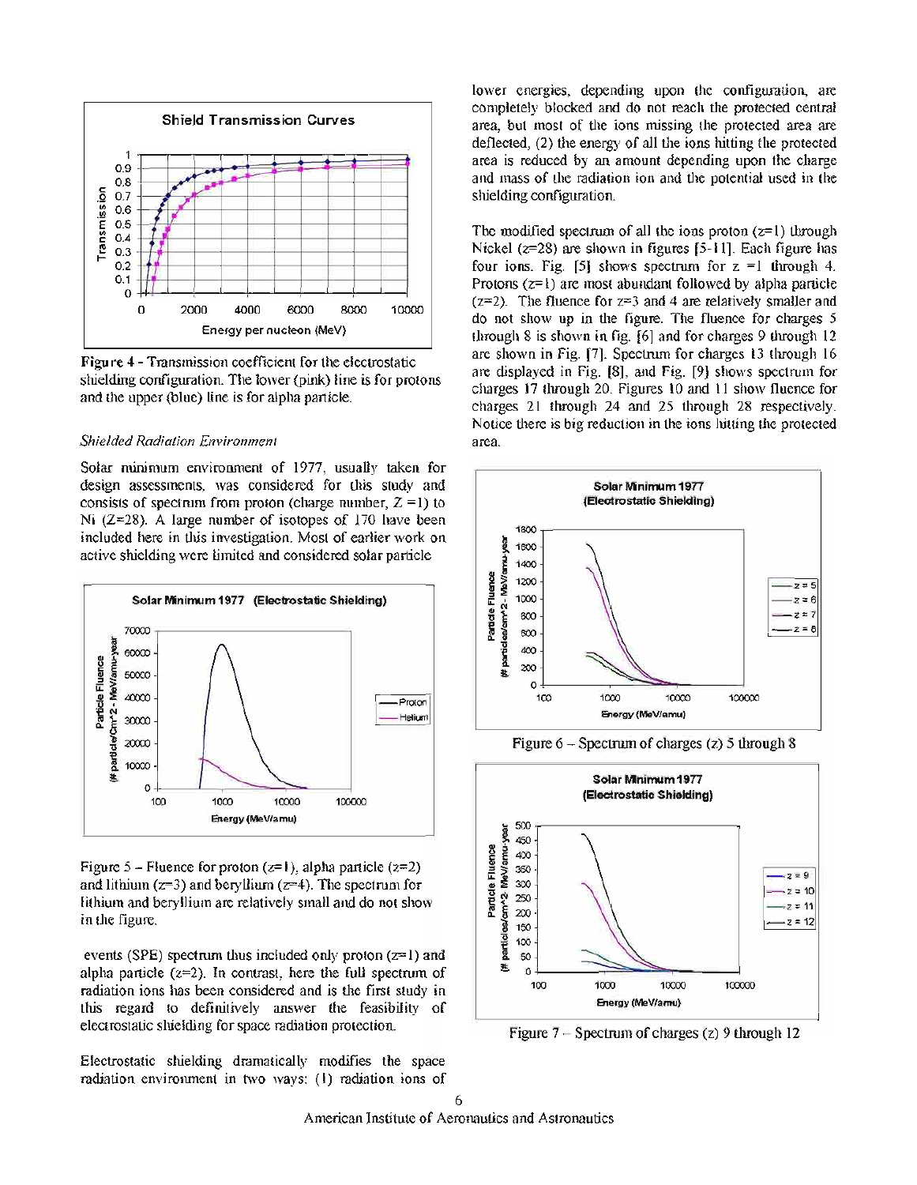Figure 4 - Transmission coefficient for the electrostatic shielding configuration. The lower (pink) line is for protons and the upper (blue) line is for alpha particle.

*Shielded Radiation Environment*

Solar minimum environment of 1977, usually taken for design assessments, was considered for this study and consists of spectrum from proton (charge number, Z =1) to Ni (Z=28). A large number of isotopes of 170 have been included here in this investigation. Most of earlier work on active shielding were limited and considered solar particle events (SPE) spectrum thus included only proton (z=1) and alpha particle (z=2). In contrast, here the full spectrum of radiation ions has been considered and is the first study in this regard to definitively answer the feasibility of electrostatic shielding for space radiation protection.

Figure 5 – Fluence for proton (z=1), alpha particle (z=2) and lithium (z=3) and beryllium (z=4). The spectrum for lithium and beryllium are relatively small and do not show in the figure.

Electrostatic shielding dramatically modifies the space radiation environment in two ways: (1) radiation ions of lower energies, depending upon the configuration, are completely blocked and do not reach the protected central area, but most of the ions missing the protected area are deflected, (2) the energy of all the ions hitting the protected area is reduced by an amount depending upon the charge and mass of the radiation ion and the potential used in the shielding configuration.

The modified spectrum of all the ions proton (z=1) through Nickel (z=28) are shown in figures [5-11]. Each figure has four ions. Fig. [5] shows spectrum for z =1 through 4. Protons (z=1) are most abundant followed by alpha particle (z=2). The fluence for z=3 and 4 are relatively smaller and do not show up in the figure. The fluence for charges 5 through 8 is shown in fig. [6] and for charges 9 through 12 are shown in Fig. [7]. Spectrum for charges 13 through 16 are displayed in Fig. [8], and Fig. [9] shows spectrum for charges 17 through 20. Figures 10 and 11 show fluence for charges 21 through 24 and 25 through 28 respectively. Notice there is big reduction in the ions hitting the protected area.

Figure 6 – Spectrum of charges (z) 5 through 8

Figure 7 – Spectrum of charges (z) 9 through 12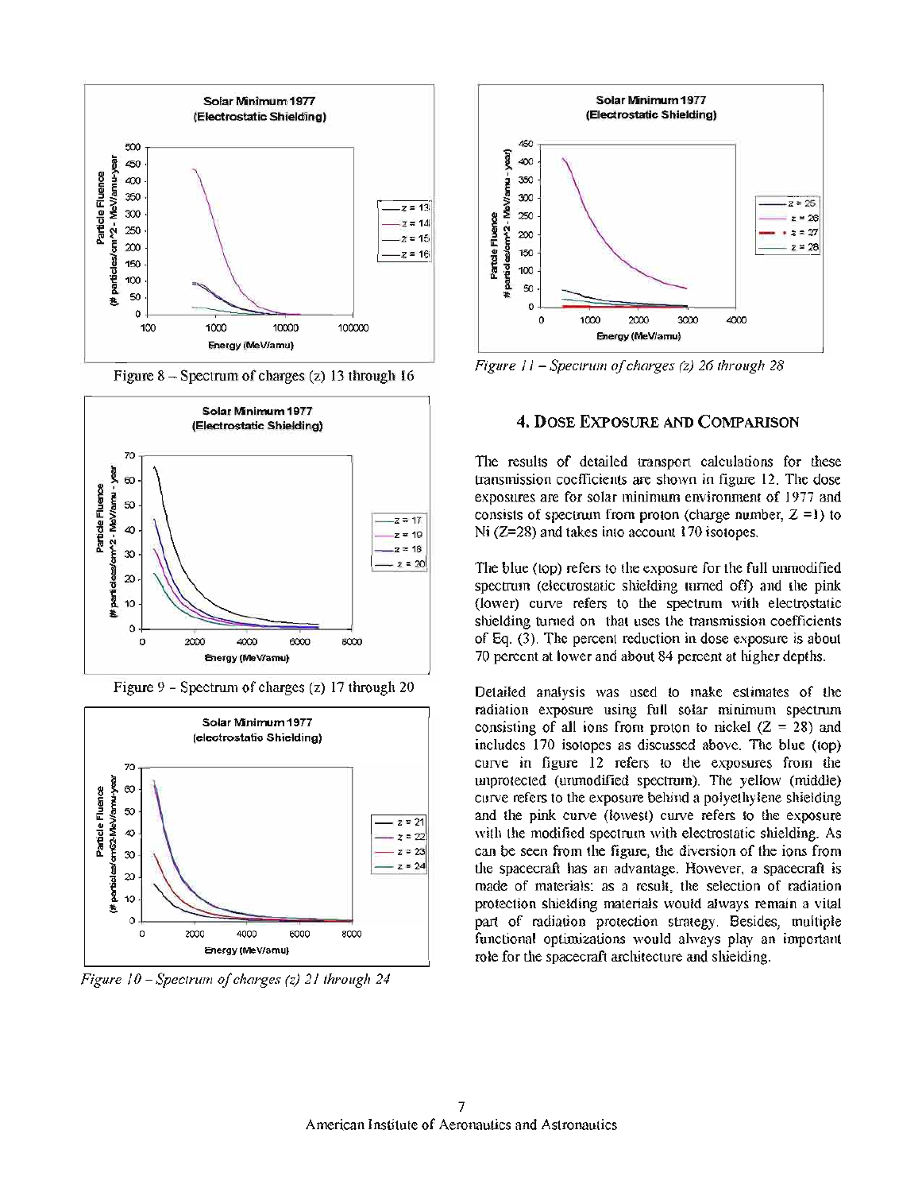Figure 8 – Spectrum of charges (z) 13 through 16

Figure 9 - Spectrum of charges (z) 17 through 20

*Figure 10 – Spectrum of charges (z) 21 through 24*

*Figure 11 – Spectrum of charges (z) 26 through 28*

## 4. Dose Exposure and Comparison

The results of detailed transport calculations for these transmission coefficients are shown in figure 12. The dose exposures are for solar minimum environment of 1977 and consists of spectrum from proton (charge number, Z =1) to Ni (Z=28) and takes into account 170 isotopes.

The blue (top) refers to the exposure for the full unmodified spectrum (electrostatic shielding turned off) and the pink (lower) curve refers to the spectrum with electrostatic shielding turned on that uses the transmission coefficients of Eq. (3). The percent reduction in dose exposure is about 70 percent at lower and about 84 percent at higher depths.

Detailed analysis was used to make estimates of the radiation exposure using full solar minimum spectrum consisting of all ions from proton to nickel (Z = 28) and includes 170 isotopes as discussed above. The blue (top) curve in figure 12 refers to the exposures from the unprotected (unmodified spectrum). The yellow (middle) curve refers to the exposure behind a polyethylene shielding and the pink curve (lowest) curve refers to the exposure with the modified spectrum with electrostatic shielding. As can be seen from the figure, the diversion of the ions from the spacecraft has an advantage. However, a spacecraft is made of materials: as a result, the selection of radiation protection shielding materials would always remain a vital part of radiation protection strategy. Besides, multiple functional optimizations would always play an important role for the spacecraft architecture and shielding.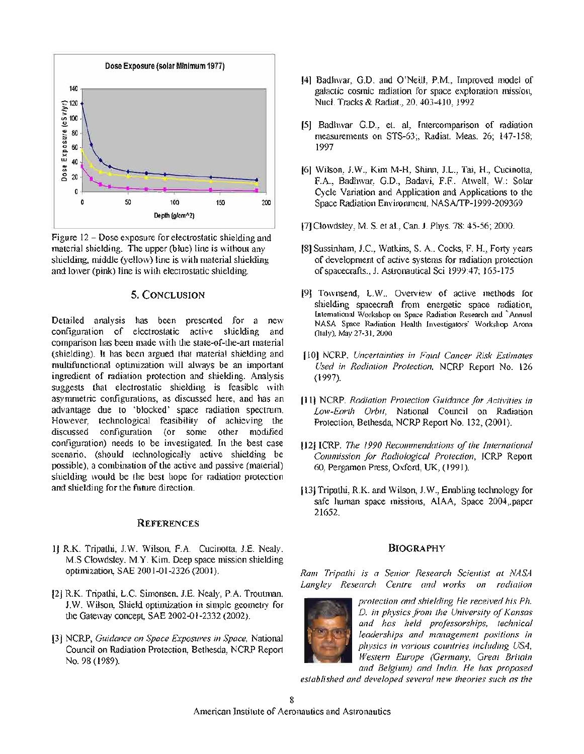Figure 12 – Dose exposure for electrostatic shielding and material shielding. The upper (blue) line is without any shielding, middle (yellow) line is with material shielding and lower (pink) line is with electrostatic shielding.

## 5. Conclusion

Detailed analysis has been presented for a new configuration of electrostatic active shielding and comparison has been made with the state-of-the-art material (shielding). It has been argued that material shielding and multifunctional optimization will always be an important ingredient of radiation protection and shielding. Analysis suggests that electrostatic shielding is feasible with asymmetric configurations, as discussed here, and has an advantage due to 'blocked' space radiation spectrum. However, technological feasibility of achieving the discussed configuration (or some other modified configuration) needs to be investigated. In the best case scenario, (should technologically active shielding be possible), a combination of the active and passive (material) shielding would be the best hope for radiation protection and shielding for the future direction.

## References

1] R.K. Tripathi, J.W. Wilson, F.A. Cucinotta, J.E. Nealy, M.S Clowdsley, M.Y. Kim. Deep space mission shielding optimization, SAE 2001-01-2326 (2001).

[2] R.K. Tripathi, L.C. Simonsen, J.E. Nealy, P.A. Troutman, J.W. Wilson, Shield optimization in simple geometry for the Gateway concept, SAE 2002-01-2332 (2002).

[3] NCRP, *Guidance on Space Exposures in Space*, National Council on Radiation Protection, Bethesda, NCRP Report No. 98 (1989).

[4] Badhwar, G.D. and O'Neill, P.M., Improved model of galactic cosmic radiation for space exploration mission, Nucl. Tracks & Radiat., 20, 403-410, 1992

[5] Badhwar G.D., et. al, Intercomparison of radiation measurements on STS-63;, Radiat. Meas. 26; 147-158; 1997

[6] Wilson, J.W., Kim M-H, Shinn, J.L., Tai, H., Cucinotta, F.A., Badhwar, G.D., Badavi, F.F. Atwell, W.: Solar Cycle Variation and Application and Applications to the Space Radiation Environment. NASA/TP-1999-209369

[7] Clowdsley, M. S. et al., Can. J. Phys. 78: 45-56; 2000.

[8] Sussinham, J.C., Watkins, S. A., Cocks, F. H., Forty years of development of active systems for radiation protection of spacecrafts., J. Astronautical Sci 1999:47; 165-175

[9] Townsend, L.W., Overview of active methods for shielding spacecraft from energetic space radiation, International Workshop on Space Radiation Research and "Annual NASA Space Radiation Health Investigators' Workshop Arona (Italy), May 27-31, 2000

[10] NCRP, *Uncertainties in Fatal Cancer Risk Estimates Used in Radiation Protection*, NCRP Report No. 126 (1997).

[11] NCRP, *Radiation Protection Guidance for Activities in Low-Earth Orbit*, National Council on Radiation Protection, Bethesda, NCRP Report No. 132, (2001).

[12] ICRP, *The 1990 Recommendations of the International Commission for Radiological Protection*, ICRP Report 60, Pergamon Press, Oxford, UK, (1991).

[13] Tripathi, R.K. and Wilson, J.W., Enabling technology for safe human space missions, AIAA, Space 2004,.paper 21652.

## Biography

*Ram Tripathi is a Senior Research Scientist at NASA Langley Research Centre and works on radiation protection and shielding He received his Ph. D. in physics from the University of Kansas and has held professorships, technical leaderships and management positions in physics in various countries including USA, Western Europe (Germany, Great Britain and Belgium) and India. He has proposed established and developed several new theories such as the*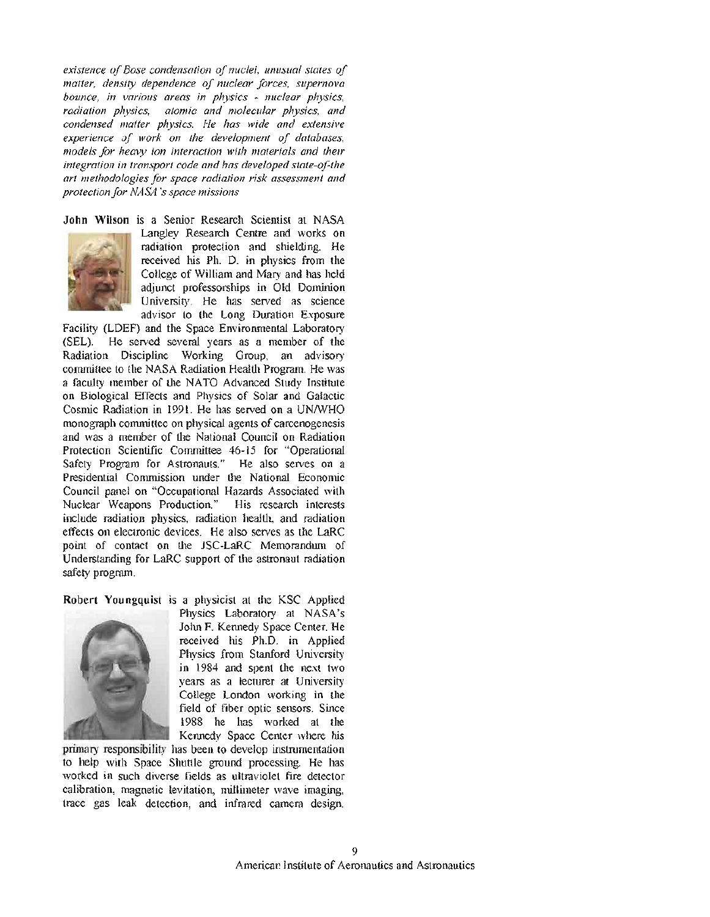*existence of Bose condensation of nuclei, unusual states of matter, density dependence of nuclear forces, supernova bounce, in various areas in physics - nuclear physics, radiation physics, atomic and molecular physics, and condensed matter physics. He has wide and extensive experience of work on the development of databases, models for heavy ion interaction with materials and their integration in transport code and has developed state-of-the art methodologies for space radiation risk assessment and protection for NASA's space missions*

**John Wilson** is a Senior Research Scientist at NASA Langley Research Centre and works on radiation protection and shielding. He received his Ph. D. in physics from the College of William and Mary and has held adjunct professorships in Old Dominion University. He has served as science advisor to the Long Duration Exposure Facility (LDEF) and the Space Environmental Laboratory (SEL). He served several years as a member of the Radiation Discipline Working Group, an advisory committee to the NASA Radiation Health Program. He was a faculty member of the NATO Advanced Study Institute on Biological Effects and Physics of Solar and Galactic Cosmic Radiation in 1991. He has served on a UN/WHO monograph committee on physical agents of carcenogenesis and was a member of the National Council on Radiation Protection Scientific Committee 46-15 for "Operational Safety Program for Astronauts." He also serves on a Presidential Commission under the National Economic Council panel on "Occupational Hazards Associated with Nuclear Weapons Production." His research interests include radiation physics, radiation health, and radiation effects on electronic devices. He also serves as the LaRC point of contact on the JSC-LaRC Memorandum of Understanding for LaRC support of the astronaut radiation safety program.

**Robert Youngquist** is a physicist at the KSC Applied Physics Laboratory at NASA's John F. Kennedy Space Center. He received his Ph.D. in Applied Physics from Stanford University in 1984 and spent the next two years as a lecturer at University College London working in the field of fiber optic sensors. Since 1988 he has worked at the Kennedy Space Center where his primary responsibility has been to develop instrumentation to help with Space Shuttle ground processing. He has worked in such diverse fields as ultraviolet fire detector calibration, magnetic levitation, millimeter wave imaging, trace gas leak detection, and infrared camera design.